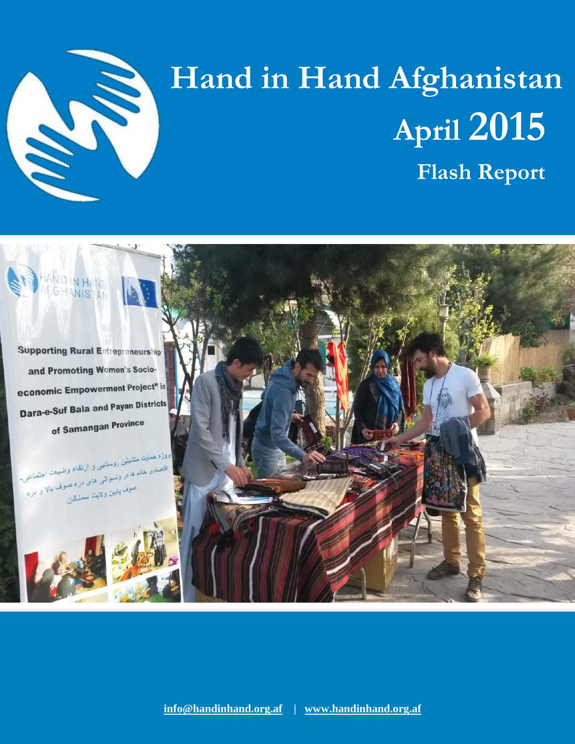# Hand in Hand Afghanistan

## April 2015

## Flash Report

info@handinhand.org.af | www.handinhand.org.af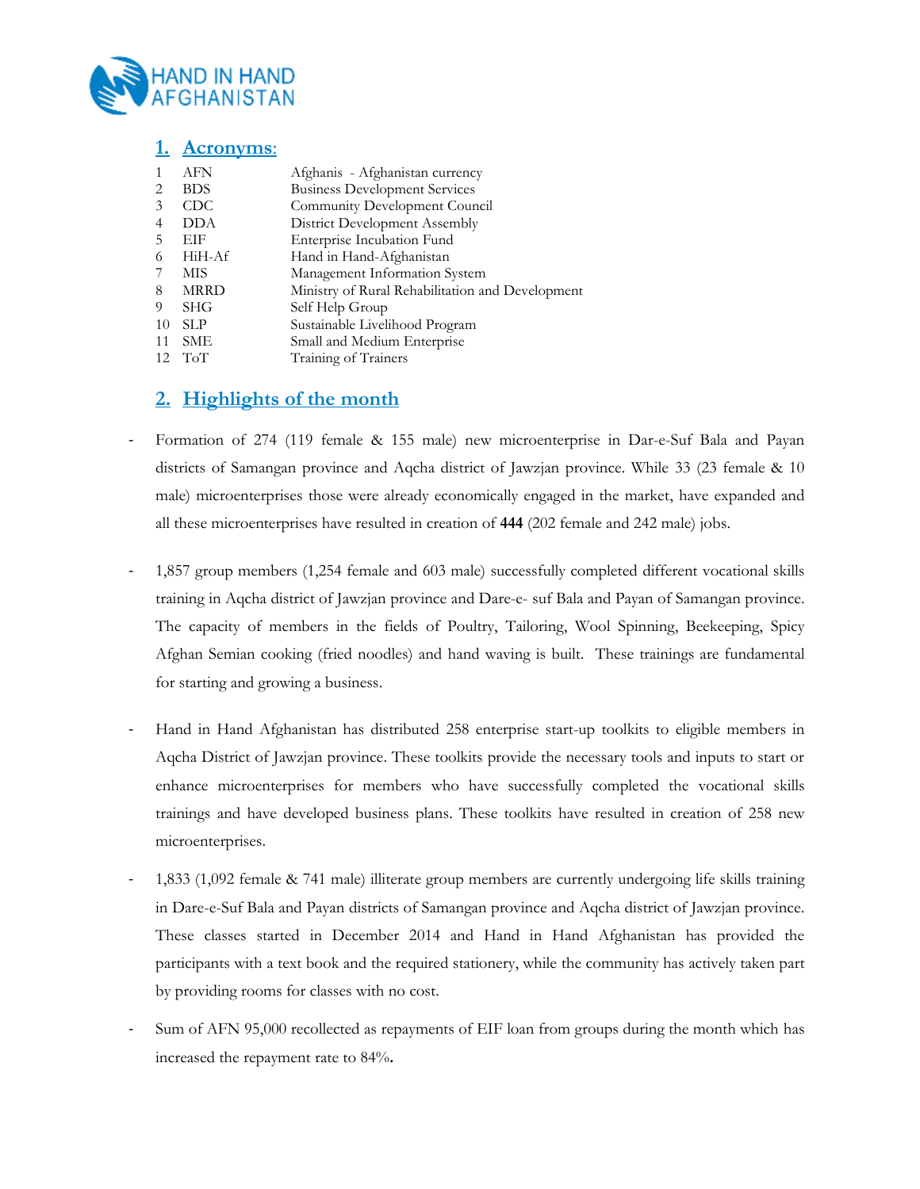## 1. Acronyms:

| | | |
|---|---|---|
| 1 | AFN | Afghanis - Afghanistan currency |
| 2 | BDS | Business Development Services |
| 3 | CDC | Community Development Council |
| 4 | DDA | District Development Assembly |
| 5 | EIF | Enterprise Incubation Fund |
| 6 | HiH-Af | Hand in Hand-Afghanistan |
| 7 | MIS | Management Information System |
| 8 | MRRD | Ministry of Rural Rehabilitation and Development |
| 9 | SHG | Self Help Group |
| 10 | SLP | Sustainable Livelihood Program |
| 11 | SME | Small and Medium Enterprise |
| 12 | ToT | Training of Trainers |

## 2. Highlights of the month

- Formation of 274 (119 female & 155 male) new microenterprise in Dar-e-Suf Bala and Payan districts of Samangan province and Aqcha district of Jawzjan province. While 33 (23 female & 10 male) microenterprises those were already economically engaged in the market, have expanded and all these microenterprises have resulted in creation of **444** (202 female and 242 male) jobs.

- 1,857 group members (1,254 female and 603 male) successfully completed different vocational skills training in Aqcha district of Jawzjan province and Dare-e- suf Bala and Payan of Samangan province. The capacity of members in the fields of Poultry, Tailoring, Wool Spinning, Beekeeping, Spicy Afghan Semian cooking (fried noodles) and hand waving is built. These trainings are fundamental for starting and growing a business.

- Hand in Hand Afghanistan has distributed 258 enterprise start-up toolkits to eligible members in Aqcha District of Jawzjan province. These toolkits provide the necessary tools and inputs to start or enhance microenterprises for members who have successfully completed the vocational skills trainings and have developed business plans. These toolkits have resulted in creation of 258 new microenterprises.

- 1,833 (1,092 female & 741 male) illiterate group members are currently undergoing life skills training in Dare-e-Suf Bala and Payan districts of Samangan province and Aqcha district of Jawzjan province. These classes started in December 2014 and Hand in Hand Afghanistan has provided the participants with a text book and the required stationery, while the community has actively taken part by providing rooms for classes with no cost.

- Sum of AFN 95,000 recollected as repayments of EIF loan from groups during the month which has increased the repayment rate to 84%**.**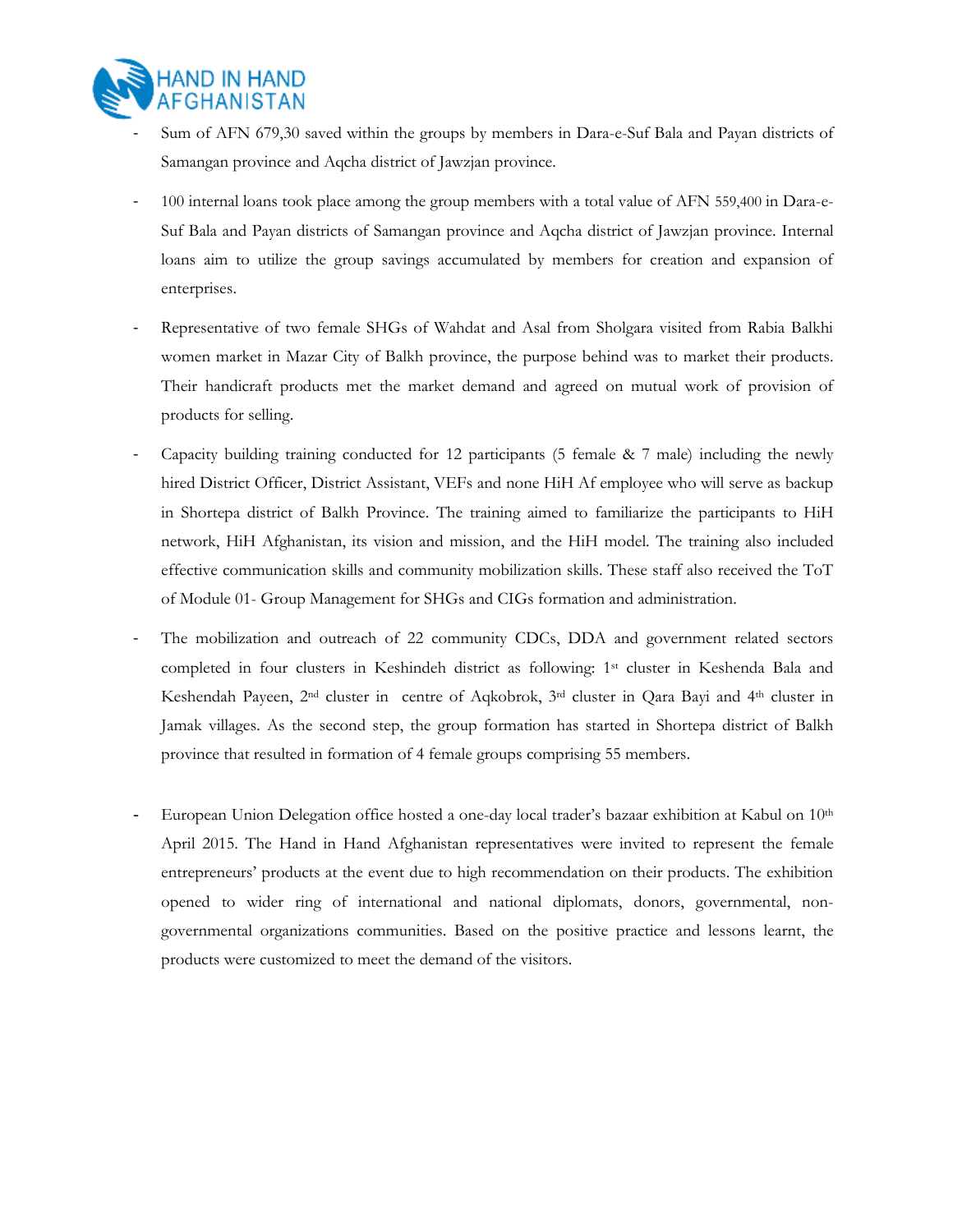- Sum of AFN 679,30 saved within the groups by members in Dara-e-Suf Bala and Payan districts of Samangan province and Aqcha district of Jawzjan province.

- 100 internal loans took place among the group members with a total value of AFN 559,400 in Dara-e-Suf Bala and Payan districts of Samangan province and Aqcha district of Jawzjan province. Internal loans aim to utilize the group savings accumulated by members for creation and expansion of enterprises.

- Representative of two female SHGs of Wahdat and Asal from Sholgara visited from Rabia Balkhi women market in Mazar City of Balkh province, the purpose behind was to market their products. Their handicraft products met the market demand and agreed on mutual work of provision of products for selling.

- Capacity building training conducted for 12 participants (5 female & 7 male) including the newly hired District Officer, District Assistant, VEFs and none HiH Af employee who will serve as backup in Shortepa district of Balkh Province. The training aimed to familiarize the participants to HiH network, HiH Afghanistan, its vision and mission, and the HiH model. The training also included effective communication skills and community mobilization skills. These staff also received the ToT of Module 01- Group Management for SHGs and CIGs formation and administration.

- The mobilization and outreach of 22 community CDCs, DDA and government related sectors completed in four clusters in Keshindeh district as following: 1st cluster in Keshenda Bala and Keshendah Payeen, 2nd cluster in centre of Aqkobrok, 3rd cluster in Qara Bayi and 4th cluster in Jamak villages. As the second step, the group formation has started in Shortepa district of Balkh province that resulted in formation of 4 female groups comprising 55 members.

- European Union Delegation office hosted a one-day local trader's bazaar exhibition at Kabul on 10th April 2015. The Hand in Hand Afghanistan representatives were invited to represent the female entrepreneurs' products at the event due to high recommendation on their products. The exhibition opened to wider ring of international and national diplomats, donors, governmental, non-governmental organizations communities. Based on the positive practice and lessons learnt, the products were customized to meet the demand of the visitors.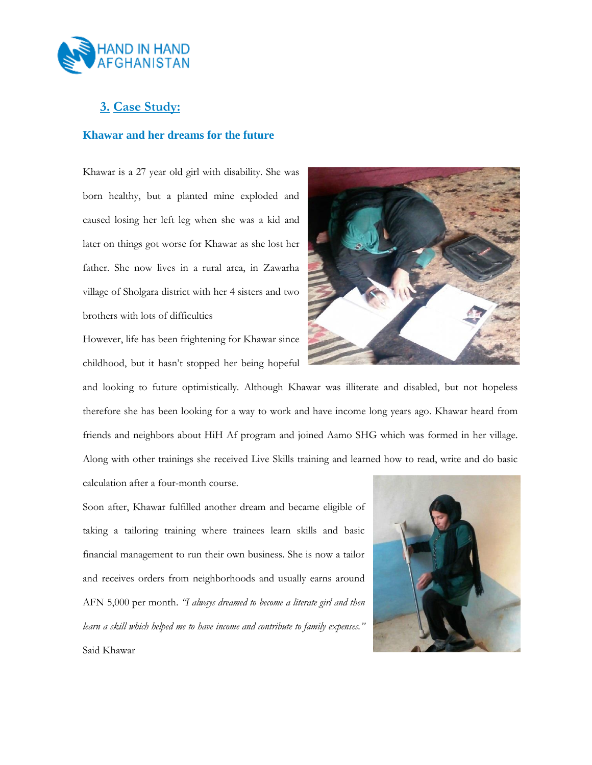## 3. Case Study:

### Khawar and her dreams for the future

Khawar is a 27 year old girl with disability. She was born healthy, but a planted mine exploded and caused losing her left leg when she was a kid and later on things got worse for Khawar as she lost her father. She now lives in a rural area, in Zawarha village of Sholgara district with her 4 sisters and two brothers with lots of difficulties

However, life has been frightening for Khawar since childhood, but it hasn't stopped her being hopeful and looking to future optimistically. Although Khawar was illiterate and disabled, but not hopeless therefore she has been looking for a way to work and have income long years ago. Khawar heard from friends and neighbors about HiH Af program and joined Aamo SHG which was formed in her village. Along with other trainings she received Live Skills training and learned how to read, write and do basic calculation after a four-month course.

Soon after, Khawar fulfilled another dream and became eligible of taking a tailoring training where trainees learn skills and basic financial management to run their own business. She is now a tailor and receives orders from neighborhoods and usually earns around AFN 5,000 per month. *"I always dreamed to become a literate girl and then learn a skill which helped me to have income and contribute to family expenses."* Said Khawar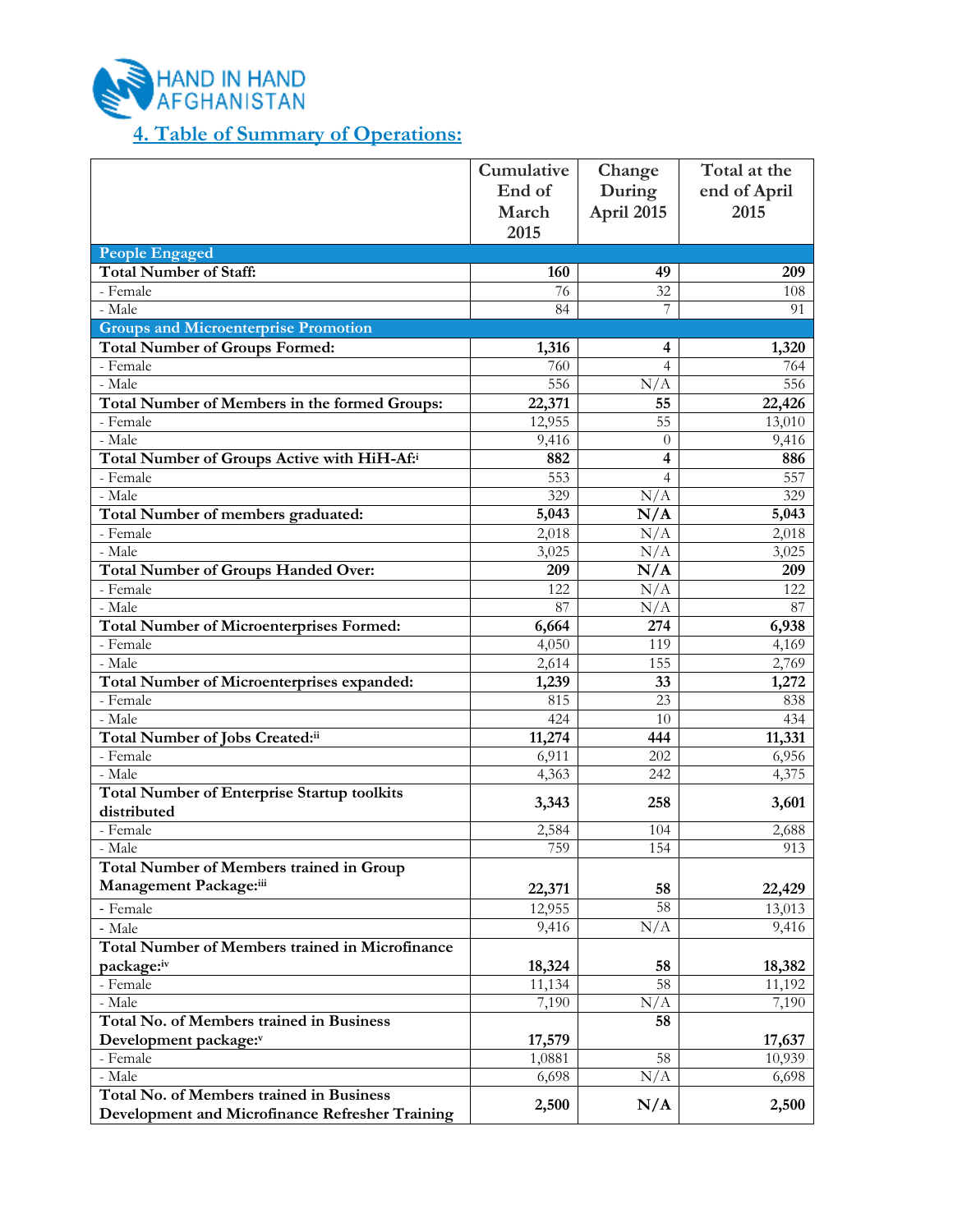HAND IN HAND AFGHANISTAN

## 4. Table of Summary of Operations:

| | Cumulative End of March 2015 | Change During April 2015 | Total at the end of April 2015 |
|---|---|---|---|
| **People Engaged** | | | |
| **Total Number of Staff:** | **160** | **49** | **209** |
| - Female | 76 | 32 | 108 |
| - Male | 84 | 7 | 91 |
| **Groups and Microenterprise Promotion** | | | |
| **Total Number of Groups Formed:** | **1,316** | **4** | **1,320** |
| - Female | 760 | 4 | 764 |
| - Male | 556 | N/A | 556 |
| **Total Number of Members in the formed Groups:** | **22,371** | **55** | **22,426** |
| - Female | 12,955 | 55 | 13,010 |
| - Male | 9,416 | 0 | 9,416 |
| **Total Number of Groups Active with HiH-Af:**[i] | **882** | **4** | **886** |
| - Female | 553 | 4 | 557 |
| - Male | 329 | N/A | 329 |
| **Total Number of members graduated:** | **5,043** | **N/A** | **5,043** |
| - Female | 2,018 | N/A | 2,018 |
| - Male | 3,025 | N/A | 3,025 |
| **Total Number of Groups Handed Over:** | **209** | **N/A** | **209** |
| - Female | 122 | N/A | 122 |
| - Male | 87 | N/A | 87 |
| **Total Number of Microenterprises Formed:** | **6,664** | **274** | **6,938** |
| - Female | 4,050 | 119 | 4,169 |
| - Male | 2,614 | 155 | 2,769 |
| **Total Number of Microenterprises expanded:** | **1,239** | **33** | **1,272** |
| - Female | 815 | 23 | 838 |
| - Male | 424 | 10 | 434 |
| **Total Number of Jobs Created:**[ii] | **11,274** | **444** | **11,331** |
| - Female | 6,911 | 202 | 6,956 |
| - Male | 4,363 | 242 | 4,375 |
| **Total Number of Enterprise Startup toolkits distributed** | **3,343** | **258** | **3,601** |
| - Female | 2,584 | 104 | 2,688 |
| - Male | 759 | 154 | 913 |
| **Total Number of Members trained in Group Management Package:**[iii] | **22,371** | **58** | **22,429** |
| - Female | 12,955 | 58 | 13,013 |
| - Male | 9,416 | N/A | 9,416 |
| **Total Number of Members trained in Microfinance package:**[iv] | **18,324** | **58** | **18,382** |
| - Female | 11,134 | 58 | 11,192 |
| - Male | 7,190 | N/A | 7,190 |
| **Total No. of Members trained in Business Development package:**[v] | **17,579** | **58** | **17,637** |
| - Female | 1,0881 | 58 | 10,939 |
| - Male | 6,698 | N/A | 6,698 |
| **Total No. of Members trained in Business Development and Microfinance Refresher Training** | **2,500** | **N/A** | **2,500** |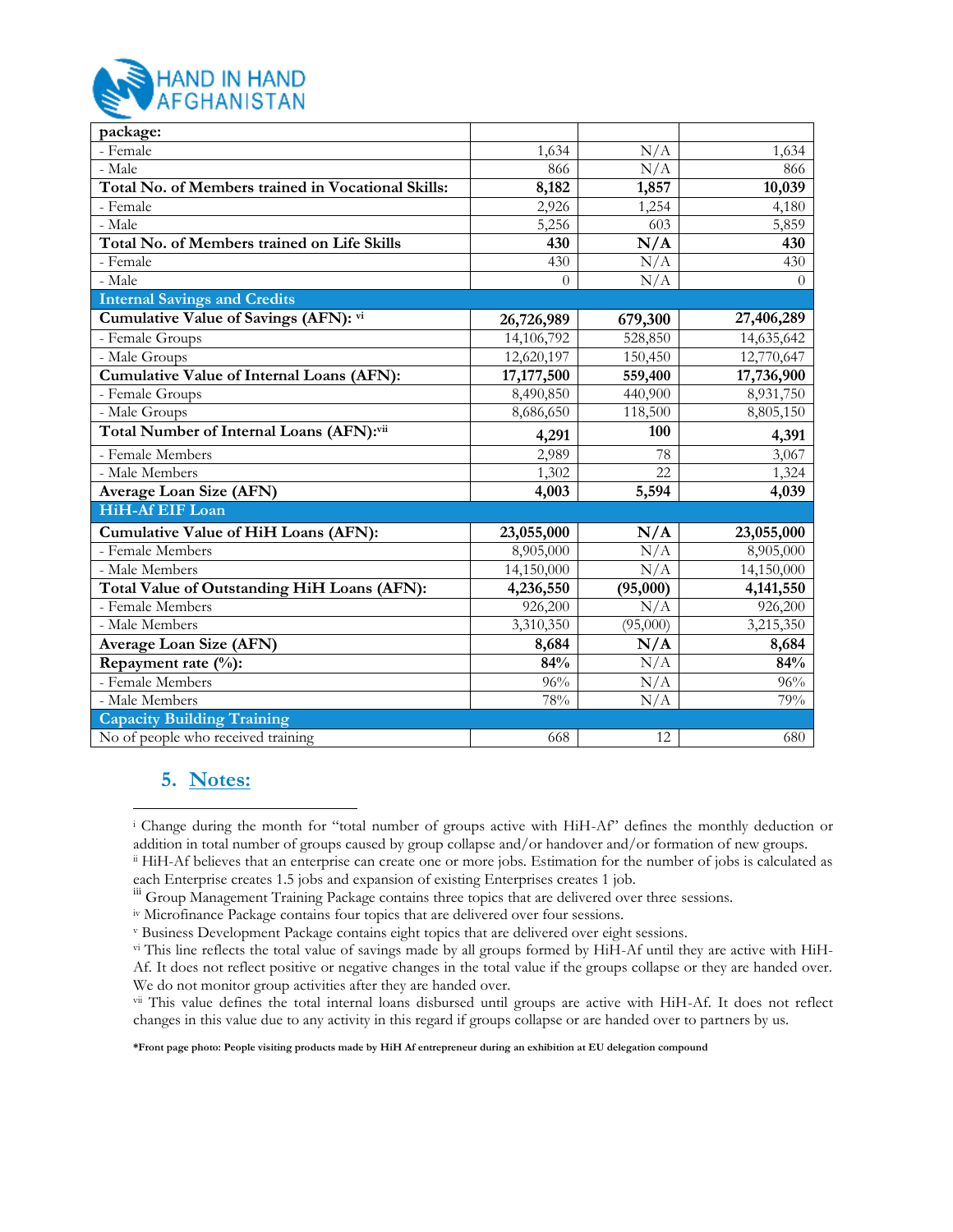| | | | |
|---|---|---|---|
| package: | | | |
| - Female | 1,634 | N/A | 1,634 |
| - Male | 866 | N/A | 866 |
| **Total No. of Members trained in Vocational Skills:** | **8,182** | **1,857** | **10,039** |
| - Female | 2,926 | 1,254 | 4,180 |
| - Male | 5,256 | 603 | 5,859 |
| **Total No. of Members trained on Life Skills** | **430** | **N/A** | **430** |
| - Female | 430 | N/A | 430 |
| - Male | 0 | N/A | 0 |
| **Internal Savings and Credits** | | | |
| **Cumulative Value of Savings (AFN):** [vi] | **26,726,989** | **679,300** | **27,406,289** |
| - Female Groups | 14,106,792 | 528,850 | 14,635,642 |
| - Male Groups | 12,620,197 | 150,450 | 12,770,647 |
| **Cumulative Value of Internal Loans (AFN):** | **17,177,500** | **559,400** | **17,736,900** |
| - Female Groups | 8,490,850 | 440,900 | 8,931,750 |
| - Male Groups | 8,686,650 | 118,500 | 8,805,150 |
| **Total Number of Internal Loans (AFN):** [vii] | **4,291** | **100** | **4,391** |
| - Female Members | 2,989 | 78 | 3,067 |
| - Male Members | 1,302 | 22 | 1,324 |
| **Average Loan Size (AFN)** | **4,003** | **5,594** | **4,039** |
| **HiH-Af EIF Loan** | | | |
| **Cumulative Value of HiH Loans (AFN):** | **23,055,000** | **N/A** | **23,055,000** |
| - Female Members | 8,905,000 | N/A | 8,905,000 |
| - Male Members | 14,150,000 | N/A | 14,150,000 |
| **Total Value of Outstanding HiH Loans (AFN):** | **4,236,550** | **(95,000)** | **4,141,550** |
| - Female Members | 926,200 | N/A | 926,200 |
| - Male Members | 3,310,350 | (95,000) | 3,215,350 |
| **Average Loan Size (AFN)** | **8,684** | **N/A** | **8,684** |
| **Repayment rate (%):** | **84%** | N/A | **84%** |
| - Female Members | 96% | N/A | 96% |
| - Male Members | 78% | N/A | 79% |
| **Capacity Building Training** | | | |
| No of people who received training | 668 | 12 | 680 |

## 5. Notes:

[i] Change during the month for "total number of groups active with HiH-Af" defines the monthly deduction or addition in total number of groups caused by group collapse and/or handover and/or formation of new groups.

[ii] HiH-Af believes that an enterprise can create one or more jobs. Estimation for the number of jobs is calculated as each Enterprise creates 1.5 jobs and expansion of existing Enterprises creates 1 job.

[iii] Group Management Training Package contains three topics that are delivered over three sessions.

[iv] Microfinance Package contains four topics that are delivered over four sessions.

[v] Business Development Package contains eight topics that are delivered over eight sessions.

[vi] This line reflects the total value of savings made by all groups formed by HiH-Af until they are active with HiH-Af. It does not reflect positive or negative changes in the total value if the groups collapse or they are handed over. We do not monitor group activities after they are handed over.

[vii] This value defines the total internal loans disbursed until groups are active with HiH-Af. It does not reflect changes in this value due to any activity in this regard if groups collapse or are handed over to partners by us.

**\*Front page photo: People visiting products made by HiH Af entrepreneur during an exhibition at EU delegation compound**